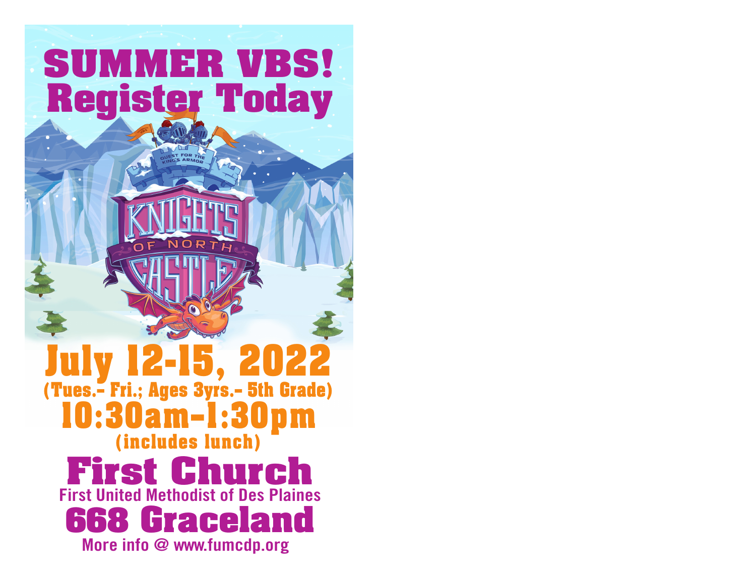# SUMMER VBS!
# Register Today

QUEST FOR THE KING'S ARMOR

KNIGHTS OF NORTH CASTLE

## July 12-15, 2022

**(Tues.- Fri.; Ages 3yrs.- 5th Grade)**

## 10:30am-1:30pm

**(includes lunch)**

## First Church

**First United Methodist of Des Plaines**

## 668 Graceland

**More info @ www.fumcdp.org**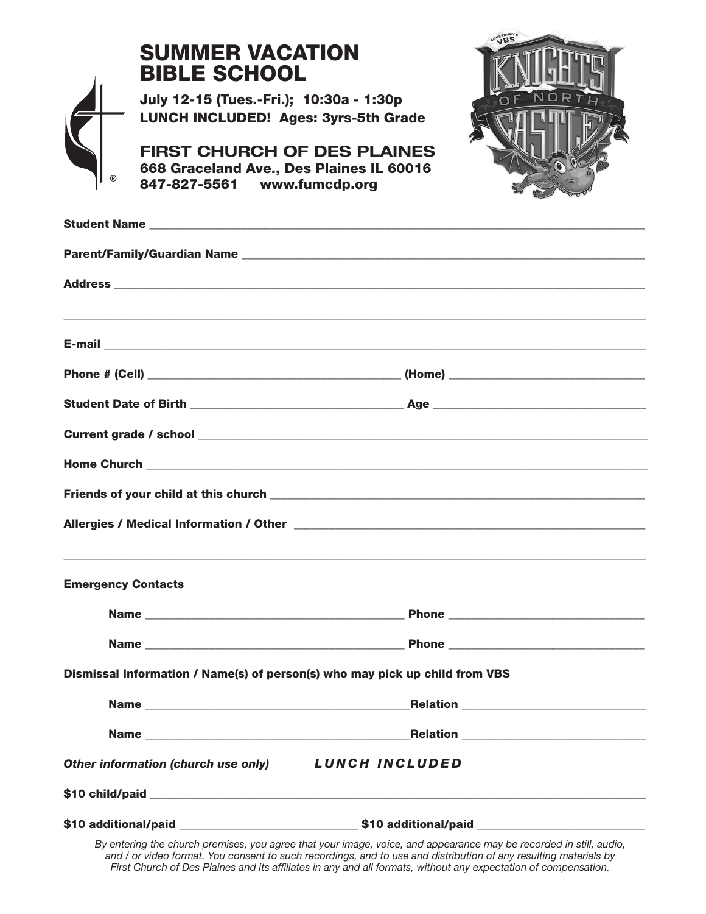# SUMMER VACATION BIBLE SCHOOL

**July 12-15 (Tues.-Fri.); 10:30a - 1:30p**
**LUNCH INCLUDED! Ages: 3yrs-5th Grade**

## FIRST CHURCH OF DES PLAINES

**668 Graceland Ave., Des Plaines IL 60016**
**847-827-5561 www.fumcdp.org**

**Student Name** ____________________________________________

**Parent/Family/Guardian Name** ____________________________________________

**Address** ____________________________________________

____________________________________________

**E-mail** ____________________________________________

**Phone # (Cell)** ______________________ **(Home)** ______________________

**Student Date of Birth** ______________________ **Age** ______________________

**Current grade / school** ____________________________________________

**Home Church** ____________________________________________

**Friends of your child at this church** ____________________________________________

**Allergies / Medical Information / Other** ____________________________________________

____________________________________________

**Emergency Contacts**

**Name** ______________________ **Phone** ______________________

**Name** ______________________ **Phone** ______________________

**Dismissal Information / Name(s) of person(s) who may pick up child from VBS**

**Name** ______________________ **Relation** ______________________

**Name** ______________________ **Relation** ______________________

***Other information (church use only)*** ***LUNCH INCLUDED***

**$10 child/paid** ____________________________________________

**$10 additional/paid** ______________________ **$10 additional/paid** ______________________

*By entering the church premises, you agree that your image, voice, and appearance may be recorded in still, audio, and / or video format. You consent to such recordings, and to use and distribution of any resulting materials by First Church of Des Plaines and its affiliates in any and all formats, without any expectation of compensation.*